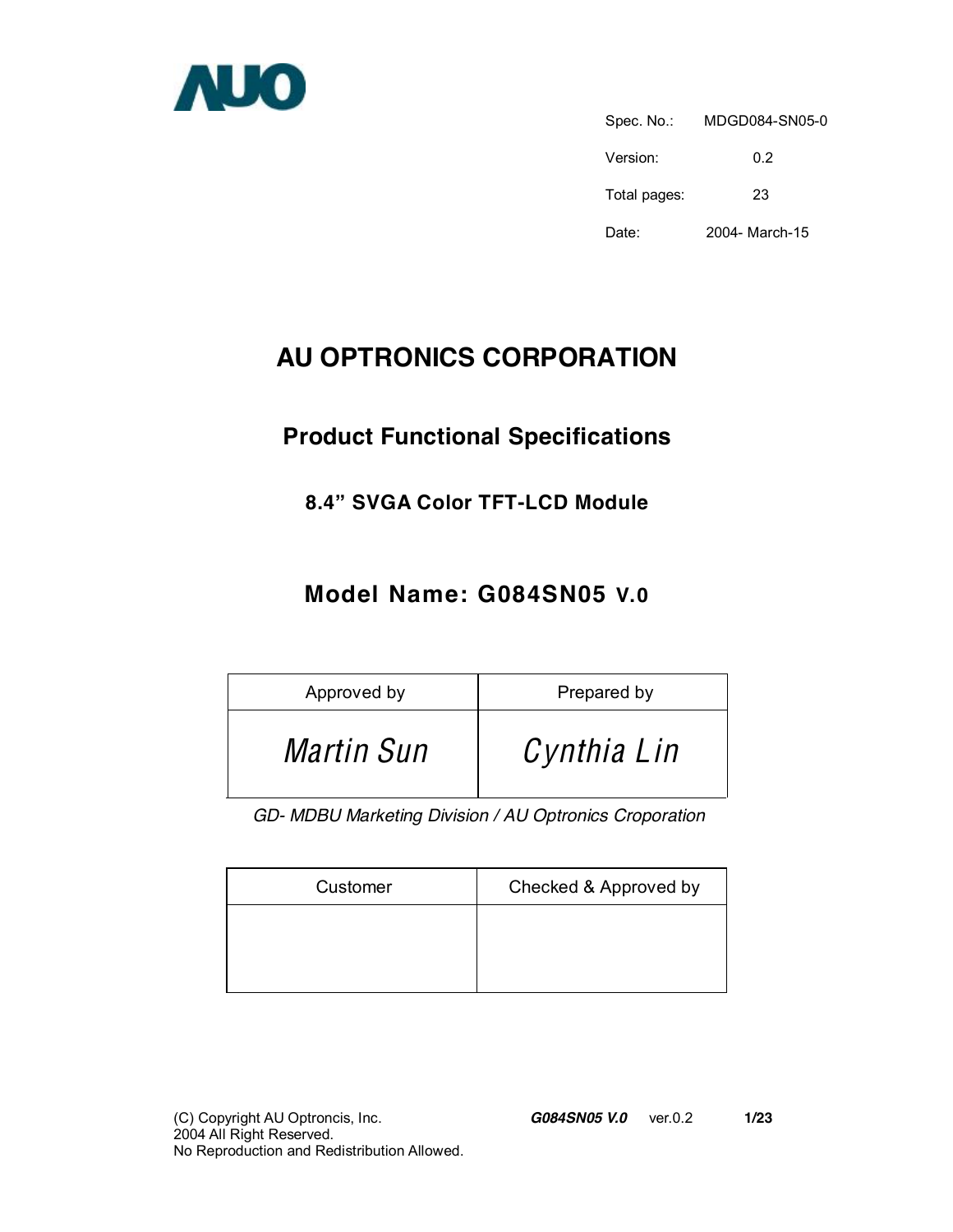AUO

| | |
|---|---|
| Spec. No.: | MDGD084-SN05-0 |
| Version: | 0.2 |
| Total pages: | 23 |
| Date: | 2004- March-15 |

# AU OPTRONICS CORPORATION

## Product Functional Specifications

### 8.4" SVGA Color TFT-LCD Module

## Model Name: G084SN05 V.0

| Approved by | Prepared by |
|---|---|
| *Martin Sun* | *Cynthia Lin* |

*GD- MDBU Marketing Division / AU Optronics Croporation*

| Customer | Checked & Approved by |
|---|---|
| | |

(C) Copyright AU Optroncis, Inc.
2004 All Right Reserved.
No Reproduction and Redistribution Allowed.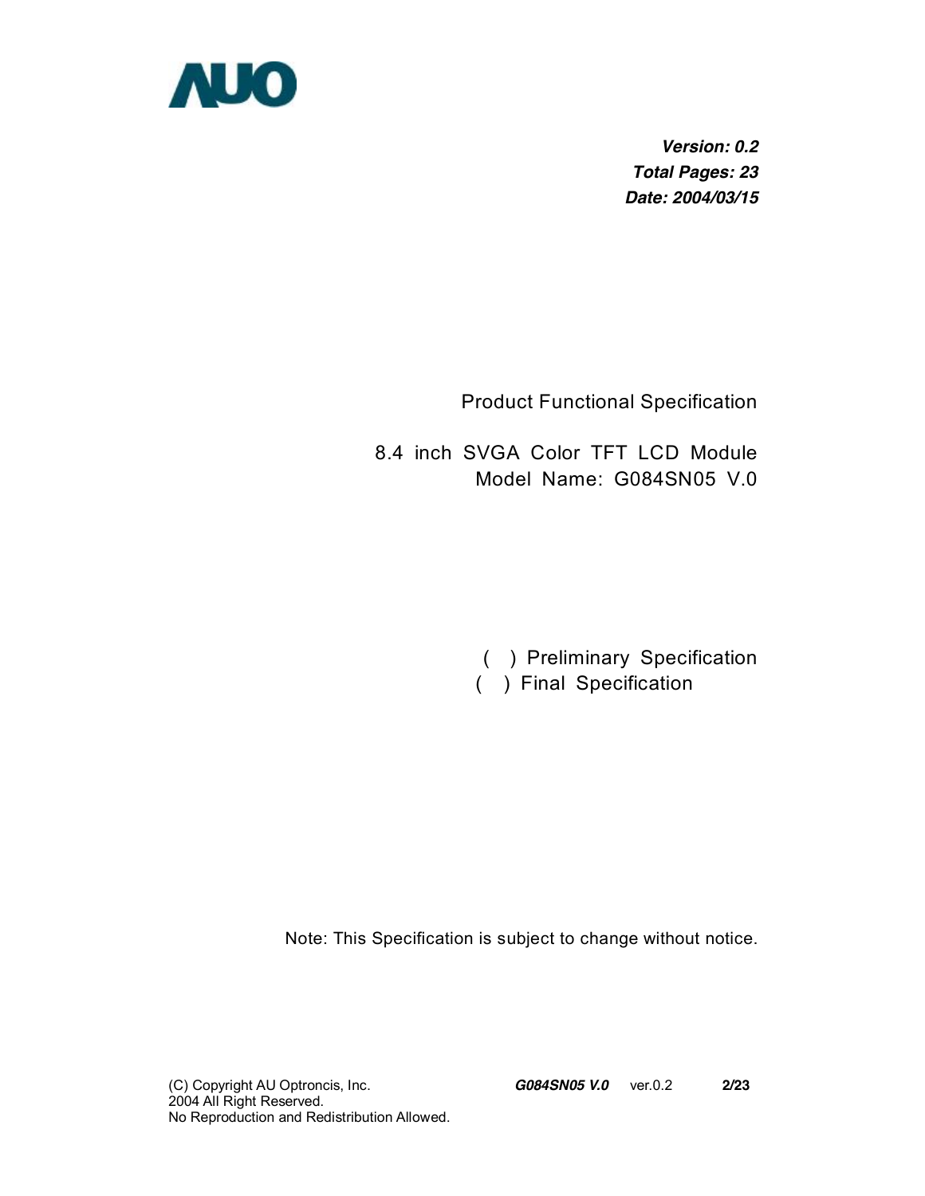**AUO**

***Version: 0.2***
***Total Pages: 23***
***Date: 2004/03/15***

Product Functional Specification

8.4 inch SVGA Color TFT LCD Module
Model Name: G084SN05 V.0

( ) Preliminary Specification
( ) Final Specification

Note: This Specification is subject to change without notice.

(C) Copyright AU Optroncis, Inc.
2004 All Right Reserved.
No Reproduction and Redistribution Allowed.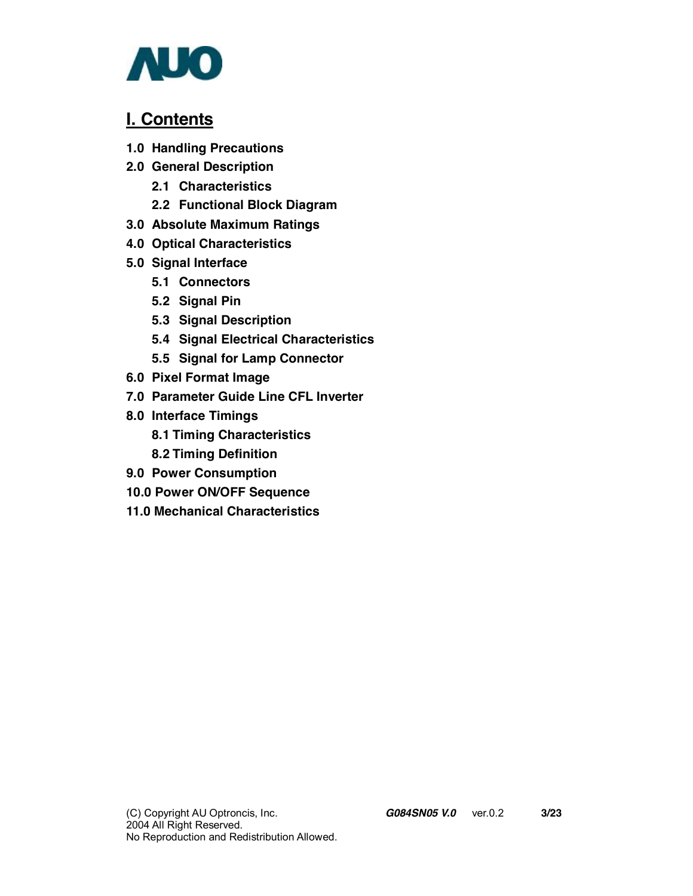## I. Contents

**1.0 Handling Precautions**

**2.0 General Description**

- **2.1 Characteristics**
- **2.2 Functional Block Diagram**

**3.0 Absolute Maximum Ratings**

**4.0 Optical Characteristics**

**5.0 Signal Interface**

- **5.1 Connectors**
- **5.2 Signal Pin**
- **5.3 Signal Description**
- **5.4 Signal Electrical Characteristics**
- **5.5 Signal for Lamp Connector**

**6.0 Pixel Format Image**

**7.0 Parameter Guide Line CFL Inverter**

**8.0 Interface Timings**

- **8.1 Timing Characteristics**
- **8.2 Timing Definition**

**9.0 Power Consumption**

**10.0 Power ON/OFF Sequence**

**11.0 Mechanical Characteristics**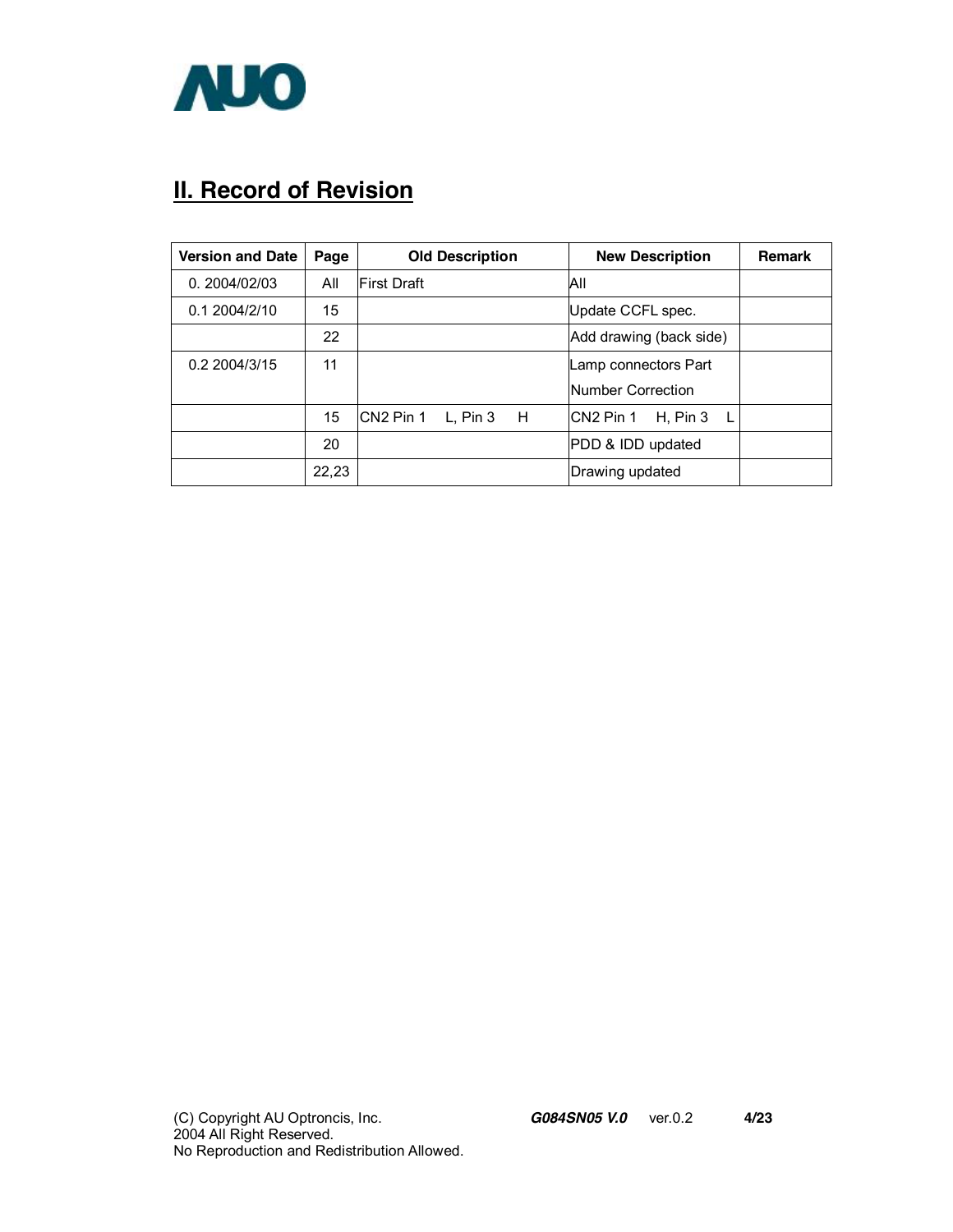## II. Record of Revision

| Version and Date | Page | Old Description | New Description | Remark |
|---|---|---|---|---|
| 0. 2004/02/03 | All | First Draft | All | |
| 0.1 2004/2/10 | 15 | | Update CCFL spec. | |
| | 22 | | Add drawing (back side) | |
| 0.2 2004/3/15 | 11 | | Lamp connectors Part Number Correction | |
| | 15 | CN2 Pin 1 L, Pin 3 H | CN2 Pin 1 H, Pin 3 L | |
| | 20 | | PDD & IDD updated | |
| | 22,23 | | Drawing updated | |

(C) Copyright AU Optroncis, Inc.
2004 All Right Reserved.
No Reproduction and Redistribution Allowed.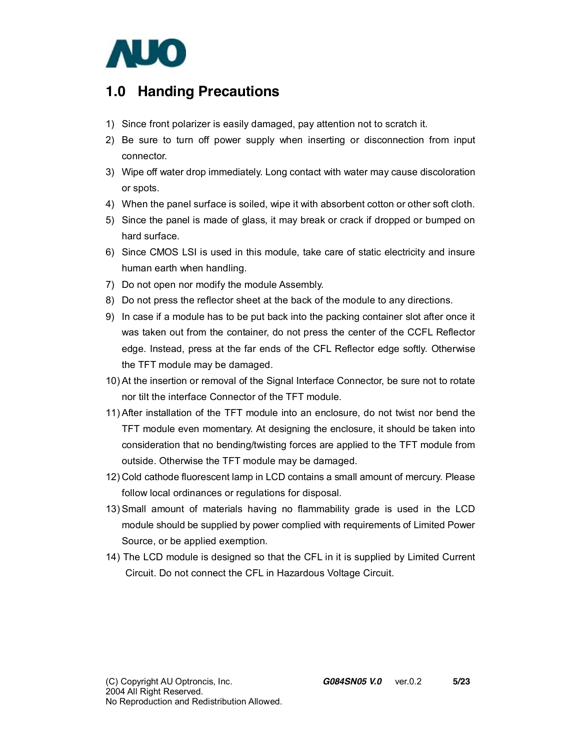## 1.0 Handing Precautions

1) Since front polarizer is easily damaged, pay attention not to scratch it.
2) Be sure to turn off power supply when inserting or disconnection from input connector.
3) Wipe off water drop immediately. Long contact with water may cause discoloration or spots.
4) When the panel surface is soiled, wipe it with absorbent cotton or other soft cloth.
5) Since the panel is made of glass, it may break or crack if dropped or bumped on hard surface.
6) Since CMOS LSI is used in this module, take care of static electricity and insure human earth when handling.
7) Do not open nor modify the module Assembly.
8) Do not press the reflector sheet at the back of the module to any directions.
9) In case if a module has to be put back into the packing container slot after once it was taken out from the container, do not press the center of the CCFL Reflector edge. Instead, press at the far ends of the CFL Reflector edge softly. Otherwise the TFT module may be damaged.
10) At the insertion or removal of the Signal Interface Connector, be sure not to rotate nor tilt the interface Connector of the TFT module.
11) After installation of the TFT module into an enclosure, do not twist nor bend the TFT module even momentary. At designing the enclosure, it should be taken into consideration that no bending/twisting forces are applied to the TFT module from outside. Otherwise the TFT module may be damaged.
12) Cold cathode fluorescent lamp in LCD contains a small amount of mercury. Please follow local ordinances or regulations for disposal.
13) Small amount of materials having no flammability grade is used in the LCD module should be supplied by power complied with requirements of Limited Power Source, or be applied exemption.
14) The LCD module is designed so that the CFL in it is supplied by Limited Current Circuit. Do not connect the CFL in Hazardous Voltage Circuit.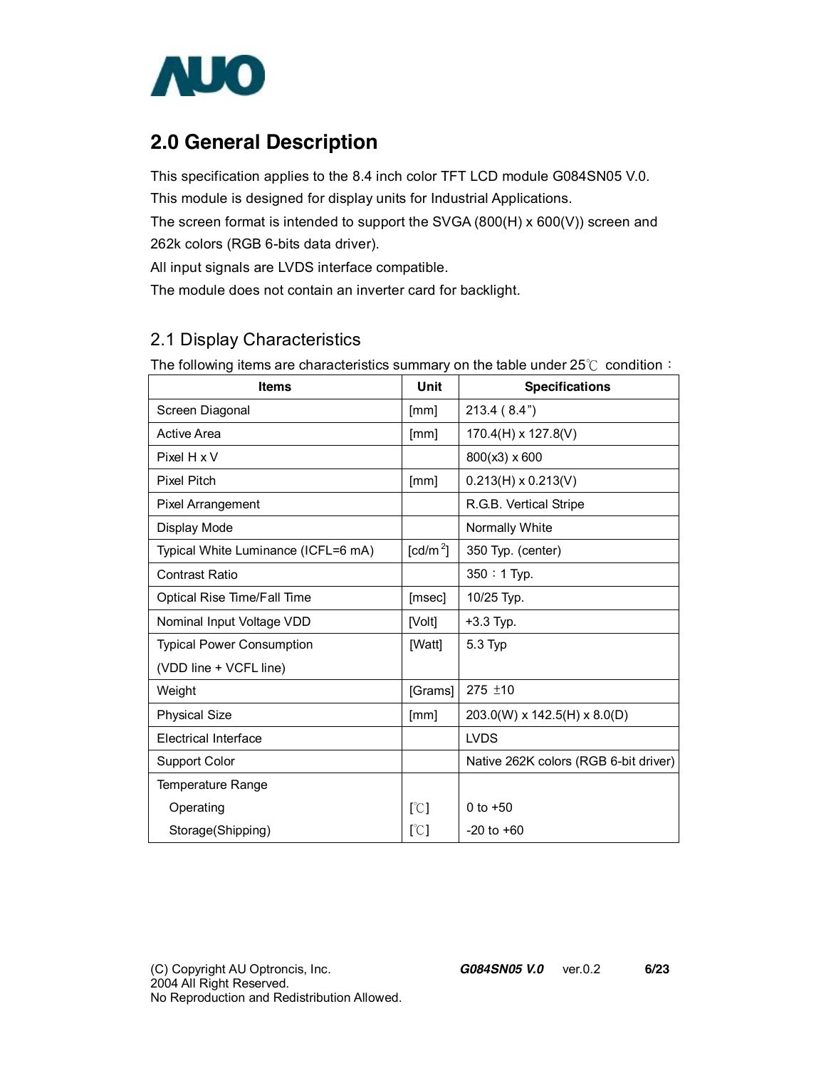## 2.0 General Description

This specification applies to the 8.4 inch color TFT LCD module G084SN05 V.0.
This module is designed for display units for Industrial Applications.
The screen format is intended to support the SVGA (800(H) x 600(V)) screen and 262k colors (RGB 6-bits data driver).
All input signals are LVDS interface compatible.
The module does not contain an inverter card for backlight.

### 2.1 Display Characteristics

The following items are characteristics summary on the table under 25℃ condition：

| Items | Unit | Specifications |
| --- | --- | --- |
| Screen Diagonal | [mm] | 213.4 ( 8.4”) |
| Active Area | [mm] | 170.4(H) x 127.8(V) |
| Pixel H x V | | 800(x3) x 600 |
| Pixel Pitch | [mm] | 0.213(H) x 0.213(V) |
| Pixel Arrangement | | R.G.B. Vertical Stripe |
| Display Mode | | Normally White |
| Typical White Luminance (ICFL=6 mA) | [cd/m$^2$] | 350 Typ. (center) |
| Contrast Ratio | | 350：1 Typ. |
| Optical Rise Time/Fall Time | [msec] | 10/25 Typ. |
| Nominal Input Voltage VDD | [Volt] | +3.3 Typ. |
| Typical Power Consumption (VDD line + VCFL line) | [Watt] | 5.3 Typ |
| Weight | [Grams] | 275 ±10 |
| Physical Size | [mm] | 203.0(W) x 142.5(H) x 8.0(D) |
| Electrical Interface | | LVDS |
| Support Color | | Native 262K colors (RGB 6-bit driver) |
| Temperature Range | | |
| Operating | [℃] | 0 to +50 |
| Storage(Shipping) | [℃] | -20 to +60 |

(C) Copyright AU Optroncis, Inc.
2004 All Right Reserved.
No Reproduction and Redistribution Allowed.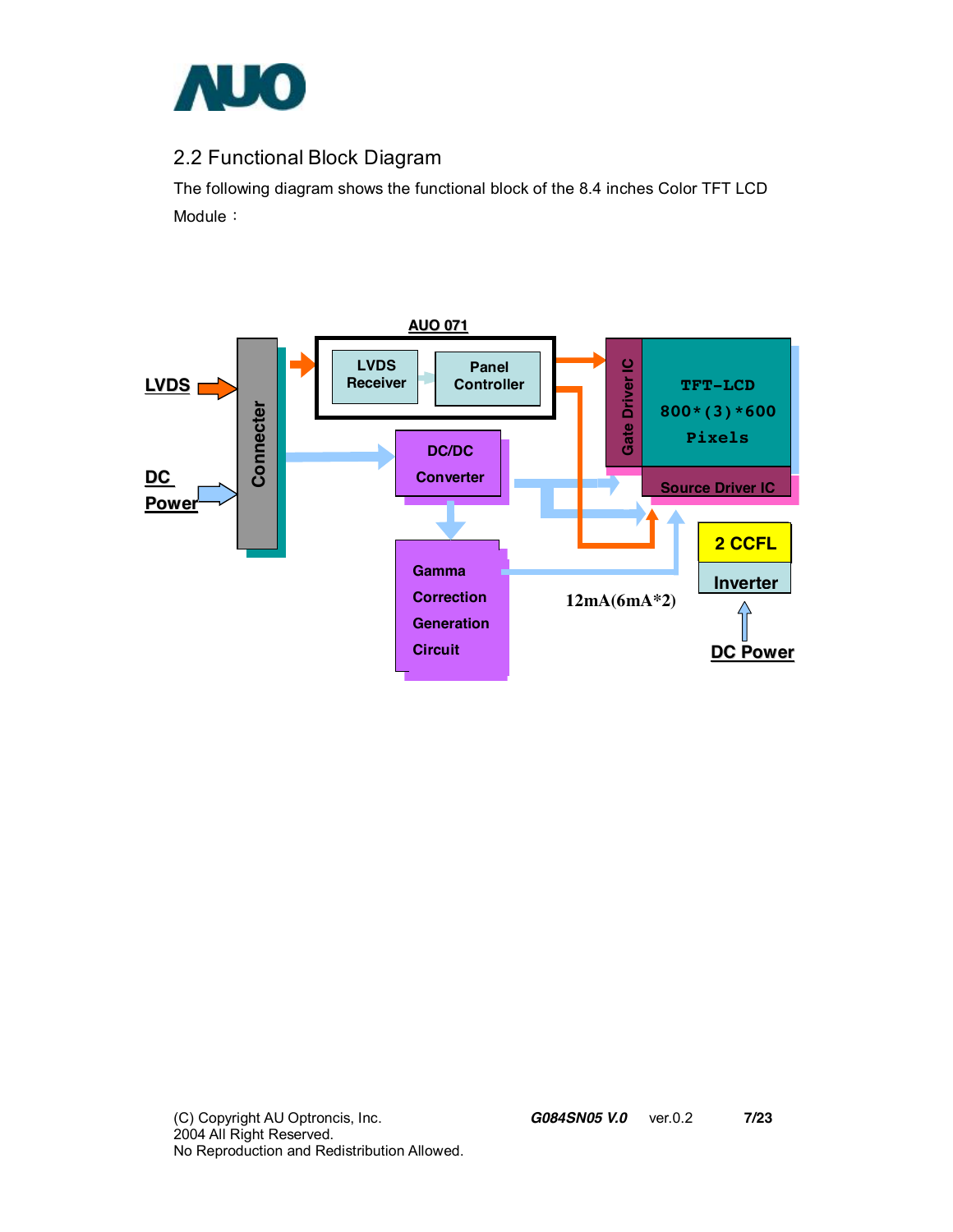## 2.2 Functional Block Diagram

The following diagram shows the functional block of the 8.4 inches Color TFT LCD Module：

AUO 071

LVDS

LVDS Receiver

Panel Controller

Connecter

DC Power

DC/DC Converter

Gate Driver IC

TFT-LCD 800*(3)*600 Pixels

Source Driver IC

Gamma Correction Generation Circuit

12mA(6mA*2)

2 CCFL

Inverter

DC Power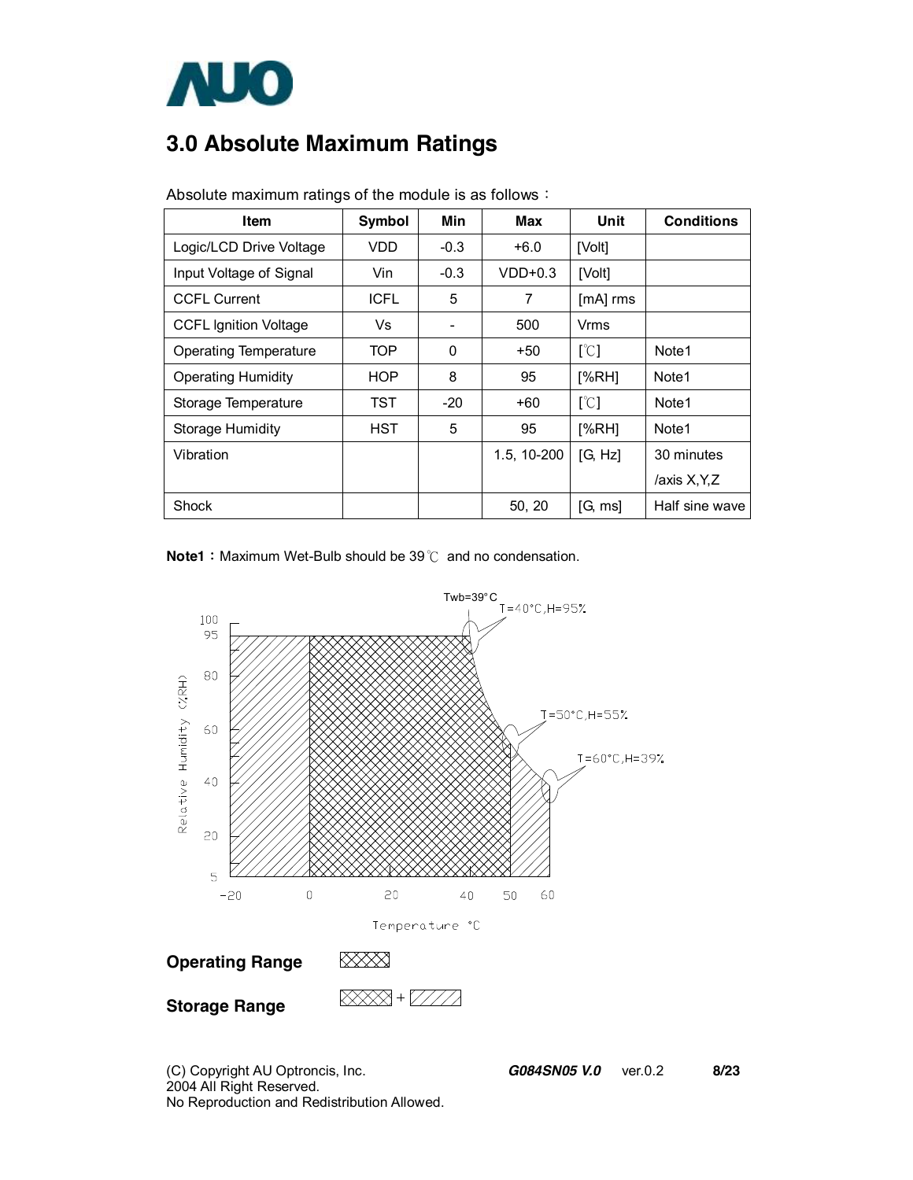# 3.0 Absolute Maximum Ratings

Absolute maximum ratings of the module is as follows：

| Item | Symbol | Min | Max | Unit | Conditions |
|---|---|---|---|---|---|
| Logic/LCD Drive Voltage | VDD | -0.3 | +6.0 | [Volt] | |
| Input Voltage of Signal | Vin | -0.3 | VDD+0.3 | [Volt] | |
| CCFL Current | ICFL | 5 | 7 | [mA] rms | |
| CCFL Ignition Voltage | Vs | - | 500 | Vrms | |
| Operating Temperature | TOP | 0 | +50 | [℃] | Note1 |
| Operating Humidity | HOP | 8 | 95 | [%RH] | Note1 |
| Storage Temperature | TST | -20 | +60 | [℃] | Note1 |
| Storage Humidity | HST | 5 | 95 | [%RH] | Note1 |
| Vibration | | | 1.5, 10-200 | [G, Hz] | 30 minutes /axis X,Y,Z |
| Shock | | | 50, 20 | [G, ms] | Half sine wave |

**Note1：** Maximum Wet-Bulb should be 39℃ and no condensation.

Twb=39°C

T=40°C,H=95%

T=50°C,H=55%

T=60°C,H=39%

Relative Humidity (%RH)

Temperature °C

**Operating Range**

**Storage Range**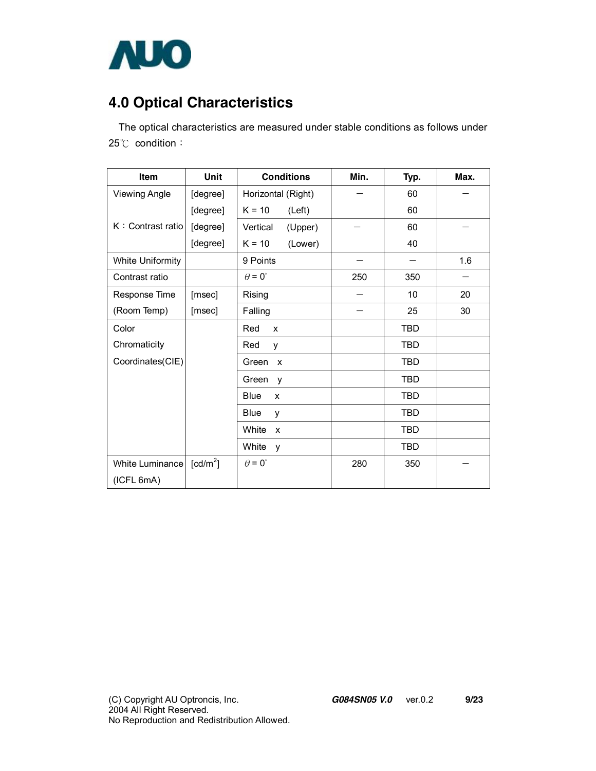## 4.0 Optical Characteristics

The optical characteristics are measured under stable conditions as follows under 25℃ condition：

| Item | Unit | Conditions | Min. | Typ. | Max. |
|---|---|---|---|---|---|
| Viewing Angle | [degree] | Horizontal (Right) | － | 60 | － |
| | [degree] | K = 10 (Left) | | 60 | |
| K：Contrast ratio | [degree] | Vertical (Upper) | － | 60 | － |
| | [degree] | K = 10 (Lower) | | 40 | |
| White Uniformity | | 9 Points | － | － | 1.6 |
| Contrast ratio | | $\theta = 0^{\circ}$ | 250 | 350 | － |
| Response Time | [msec] | Rising | － | 10 | 20 |
| (Room Temp) | [msec] | Falling | － | 25 | 30 |
| Color | | Red x | | TBD | |
| Chromaticity | | Red y | | TBD | |
| Coordinates(CIE) | | Green x | | TBD | |
| | | Green y | | TBD | |
| | | Blue x | | TBD | |
| | | Blue y | | TBD | |
| | | White x | | TBD | |
| | | White y | | TBD | |
| White Luminance (ICFL 6mA) | [cd/m$^2$] | $\theta = 0^{\circ}$ | 280 | 350 | － |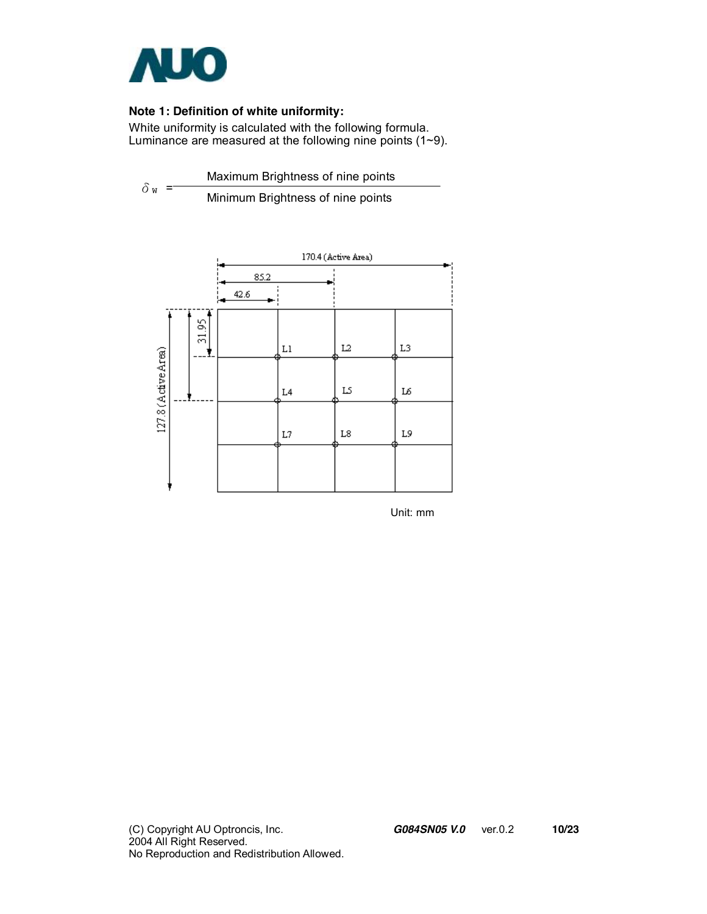**Note 1: Definition of white uniformity:**

White uniformity is calculated with the following formula.
Luminance are measured at the following nine points (1~9).

$$\delta_W = \frac{\text{Maximum Brightness of nine points}}{\text{Minimum Brightness of nine points}}$$

170.4 (Active Area)

85.2

42.6

127.8 (Active Area)

31.95

L1 L2 L3

L4 L5 L6

L7 L8 L9

Unit: mm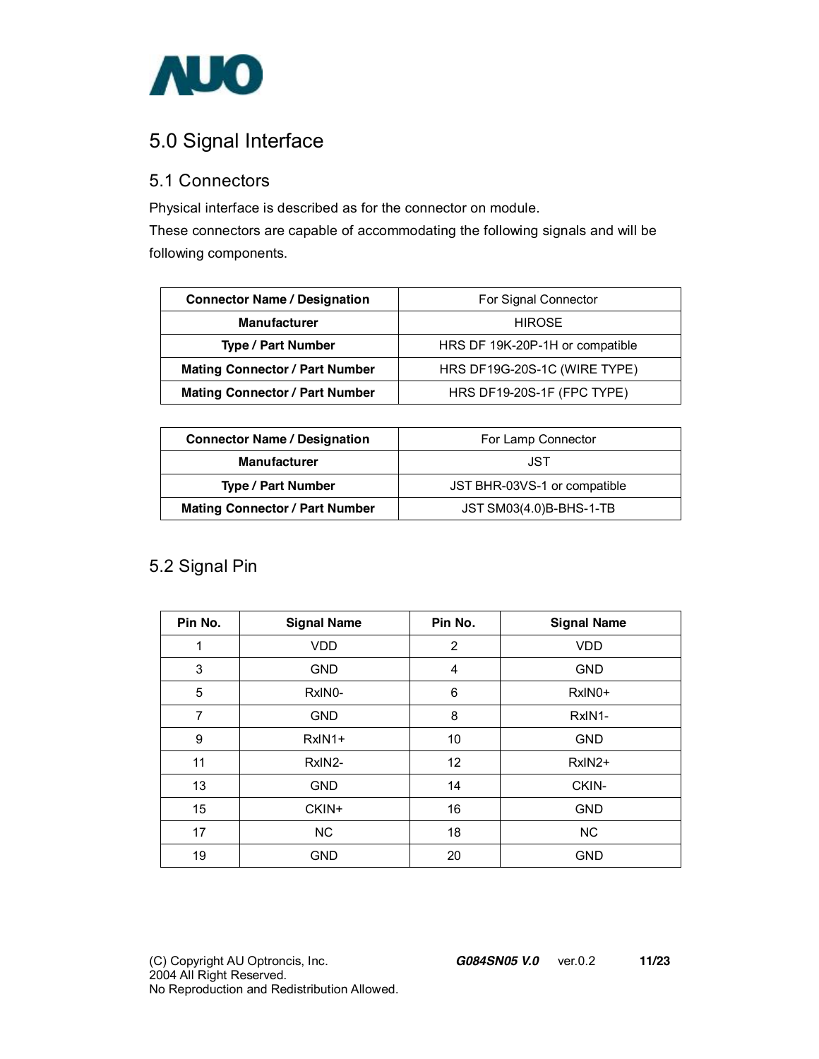# 5.0 Signal Interface

## 5.1 Connectors

Physical interface is described as for the connector on module.
These connectors are capable of accommodating the following signals and will be following components.

| **Connector Name / Designation** | For Signal Connector |
|---|---|
| **Manufacturer** | HIROSE |
| **Type / Part Number** | HRS DF 19K-20P-1H or compatible |
| **Mating Connector / Part Number** | HRS DF19G-20S-1C (WIRE TYPE) |
| **Mating Connector / Part Number** | HRS DF19-20S-1F (FPC TYPE) |

| **Connector Name / Designation** | For Lamp Connector |
|---|---|
| **Manufacturer** | JST |
| **Type / Part Number** | JST BHR-03VS-1 or compatible |
| **Mating Connector / Part Number** | JST SM03(4.0)B-BHS-1-TB |

## 5.2 Signal Pin

| Pin No. | Signal Name | Pin No. | Signal Name |
|---|---|---|---|
| 1 | VDD | 2 | VDD |
| 3 | GND | 4 | GND |
| 5 | RxIN0- | 6 | RxIN0+ |
| 7 | GND | 8 | RxIN1- |
| 9 | RxIN1+ | 10 | GND |
| 11 | RxIN2- | 12 | RxIN2+ |
| 13 | GND | 14 | CKIN- |
| 15 | CKIN+ | 16 | GND |
| 17 | NC | 18 | NC |
| 19 | GND | 20 | GND |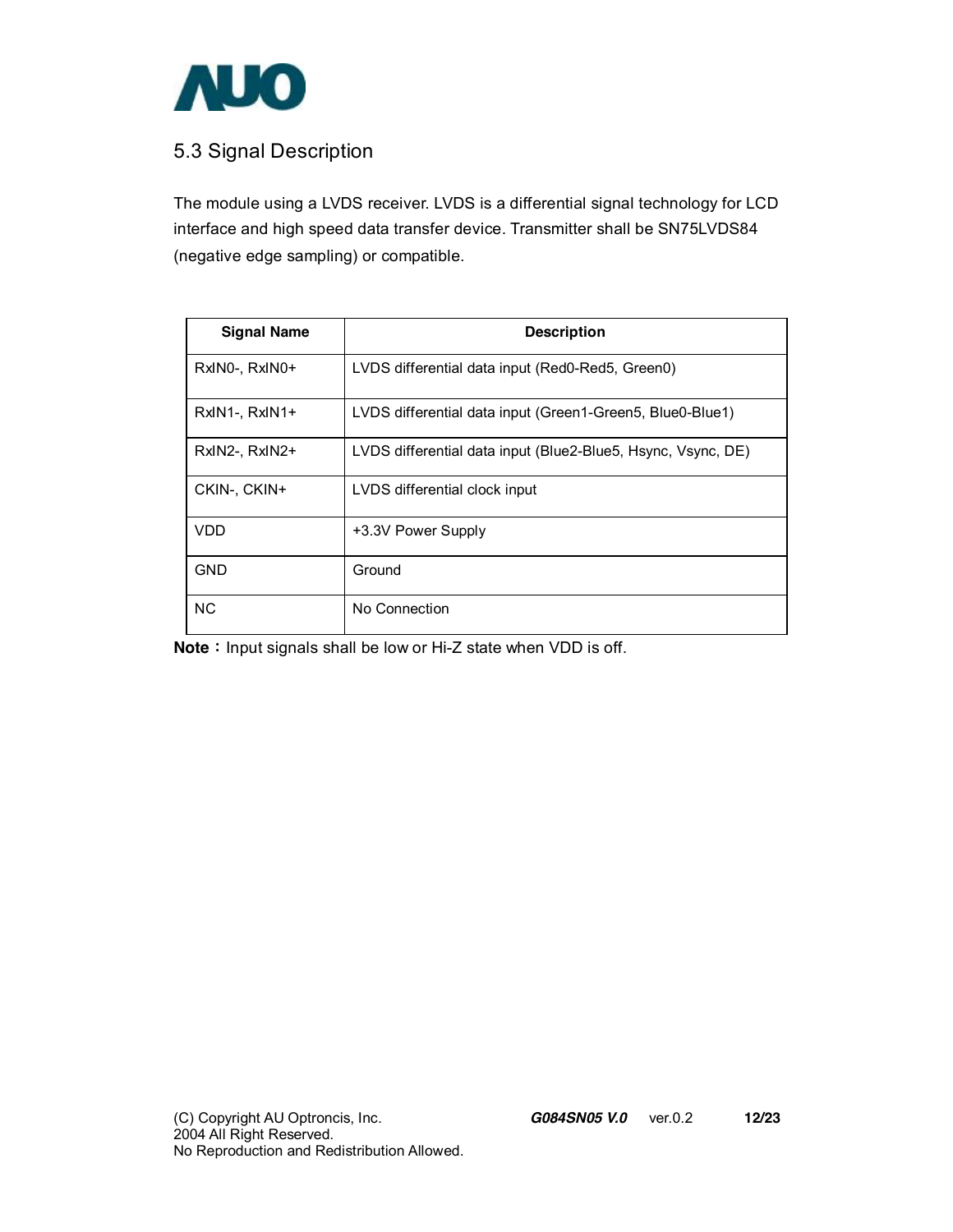## 5.3 Signal Description

The module using a LVDS receiver. LVDS is a differential signal technology for LCD interface and high speed data transfer device. Transmitter shall be SN75LVDS84 (negative edge sampling) or compatible.

| Signal Name | Description |
|---|---|
| RxIN0-, RxIN0+ | LVDS differential data input (Red0-Red5, Green0) |
| RxIN1-, RxIN1+ | LVDS differential data input (Green1-Green5, Blue0-Blue1) |
| RxIN2-, RxIN2+ | LVDS differential data input (Blue2-Blue5, Hsync, Vsync, DE) |
| CKIN-, CKIN+ | LVDS differential clock input |
| VDD | +3.3V Power Supply |
| GND | Ground |
| NC | No Connection |

**Note：** Input signals shall be low or Hi-Z state when VDD is off.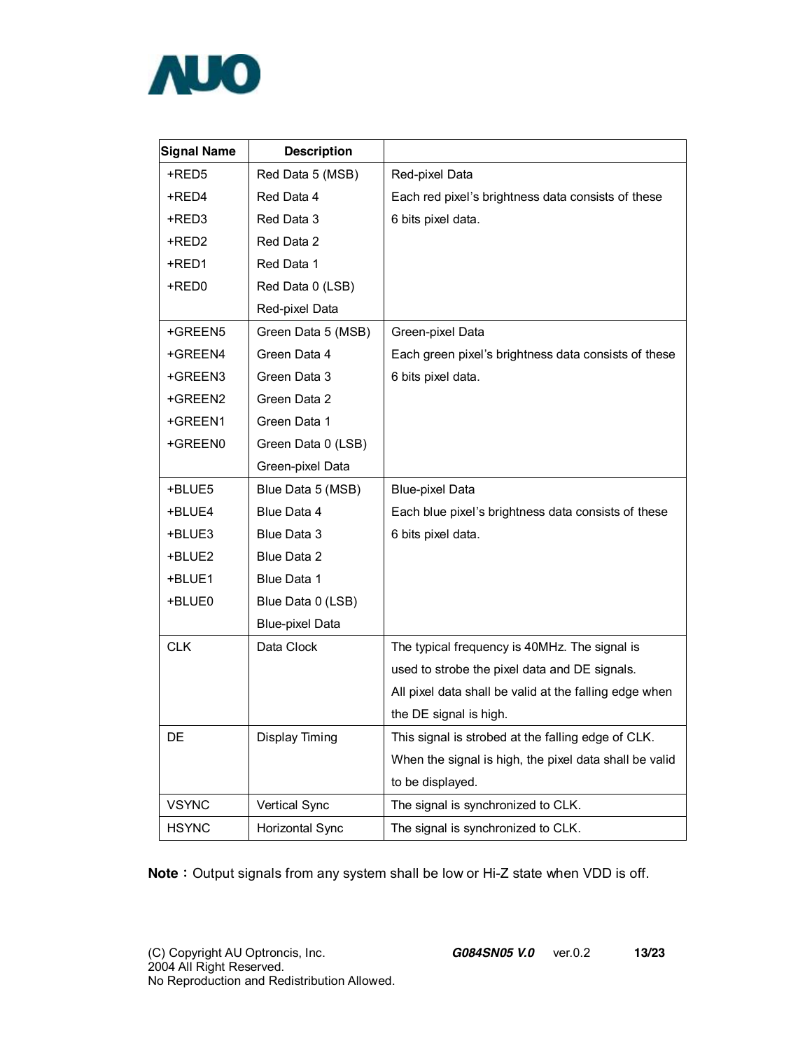| Signal Name | Description | |
|---|---|---|
| +RED5<br>+RED4<br>+RED3<br>+RED2<br>+RED1<br>+RED0 | Red Data 5 (MSB)<br>Red Data 4<br>Red Data 3<br>Red Data 2<br>Red Data 1<br>Red Data 0 (LSB)<br>Red-pixel Data | Red-pixel Data<br>Each red pixel's brightness data consists of these 6 bits pixel data. |
| +GREEN5<br>+GREEN4<br>+GREEN3<br>+GREEN2<br>+GREEN1<br>+GREEN0 | Green Data 5 (MSB)<br>Green Data 4<br>Green Data 3<br>Green Data 2<br>Green Data 1<br>Green Data 0 (LSB)<br>Green-pixel Data | Green-pixel Data<br>Each green pixel's brightness data consists of these 6 bits pixel data. |
| +BLUE5<br>+BLUE4<br>+BLUE3<br>+BLUE2<br>+BLUE1<br>+BLUE0 | Blue Data 5 (MSB)<br>Blue Data 4<br>Blue Data 3<br>Blue Data 2<br>Blue Data 1<br>Blue Data 0 (LSB)<br>Blue-pixel Data | Blue-pixel Data<br>Each blue pixel's brightness data consists of these 6 bits pixel data. |
| CLK | Data Clock | The typical frequency is 40MHz. The signal is used to strobe the pixel data and DE signals. All pixel data shall be valid at the falling edge when the DE signal is high. |
| DE | Display Timing | This signal is strobed at the falling edge of CLK. When the signal is high, the pixel data shall be valid to be displayed. |
| VSYNC | Vertical Sync | The signal is synchronized to CLK. |
| HSYNC | Horizontal Sync | The signal is synchronized to CLK. |

**Note**：Output signals from any system shall be low or Hi-Z state when VDD is off.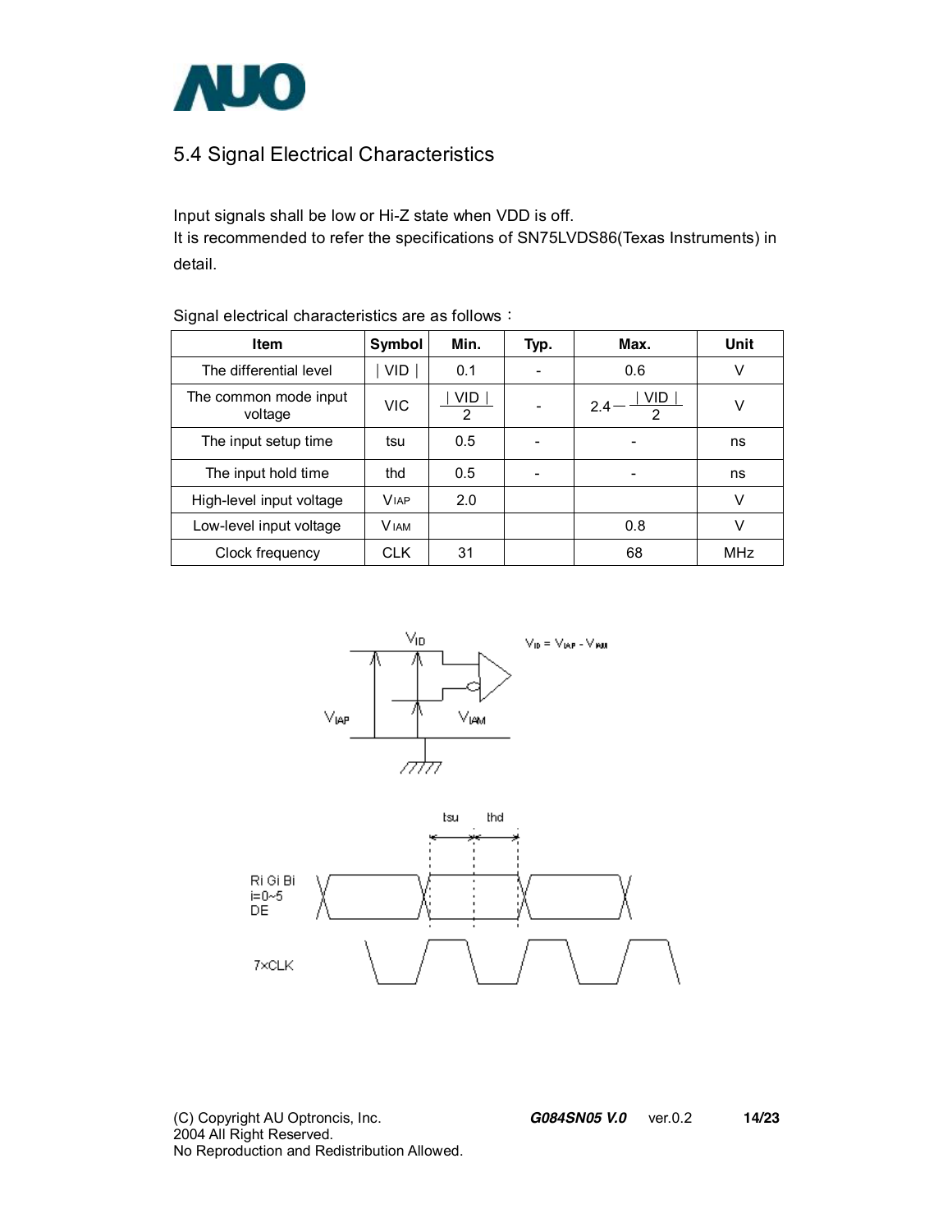## 5.4 Signal Electrical Characteristics

Input signals shall be low or Hi-Z state when VDD is off.
It is recommended to refer the specifications of SN75LVDS86(Texas Instruments) in detail.

Signal electrical characteristics are as follows：

| Item | Symbol | Min. | Typ. | Max. | Unit |
|---|---|---|---|---|---|
| The differential level | $\|VID\|$ | 0.1 | - | 0.6 | V |
| The common mode input voltage | VIC | $\frac{\|VID\|}{2}$ | - | $2.4-\frac{\|VID\|}{2}$ | V |
| The input setup time | tsu | 0.5 | - | - | ns |
| The input hold time | thd | 0.5 | - | - | ns |
| High-level input voltage | $V_{IAP}$ | 2.0 | | | V |
| Low-level input voltage | $V_{IAM}$ | | | 0.8 | V |
| Clock frequency | CLK | 31 | | 68 | MHz |

$V_{ID} = V_{IAP} - V_{IAM}$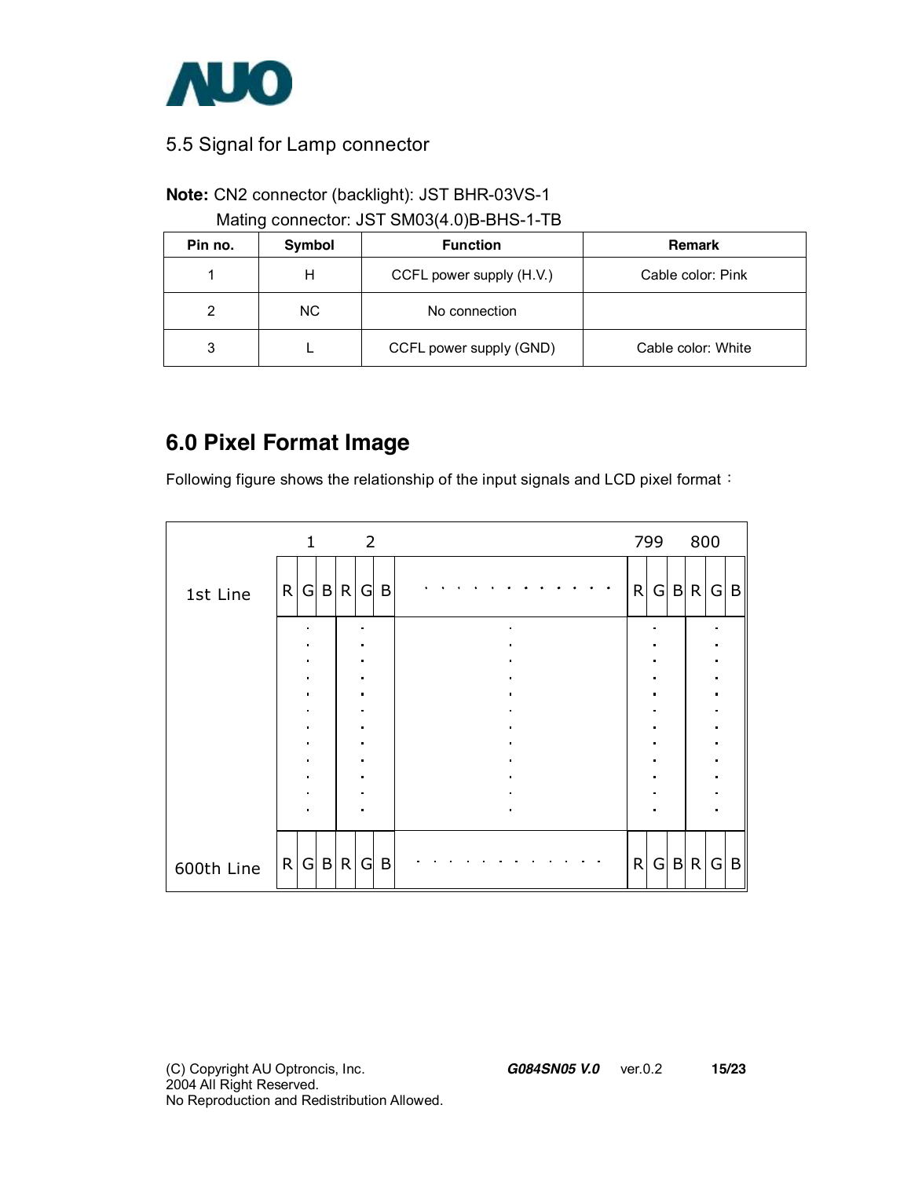## 5.5 Signal for Lamp connector

**Note:** CN2 connector (backlight): JST BHR-03VS-1
Mating connector: JST SM03(4.0)B-BHS-1-TB

| Pin no. | Symbol | Function | Remark |
|---|---|---|---|
| 1 | H | CCFL power supply (H.V.) | Cable color: Pink |
| 2 | NC | No connection | |
| 3 | L | CCFL power supply (GND) | Cable color: White |

# 6.0 Pixel Format Image

Following figure shows the relationship of the input signals and LCD pixel format：

| | 1 | | | 2 | | | | 799 | | | 800 | | |
|---|---|---|---|---|---|---|---|---|---|---|---|---|---|
| 1st Line | R | G | B | R | G | B | . . . . . . . . . . . . | R | G | B | R | G | B |
| | : | | | : | | | : | : | | | : | | |
| 600th Line | R | G | B | R | G | B | . . . . . . . . . . . . | R | G | B | R | G | B |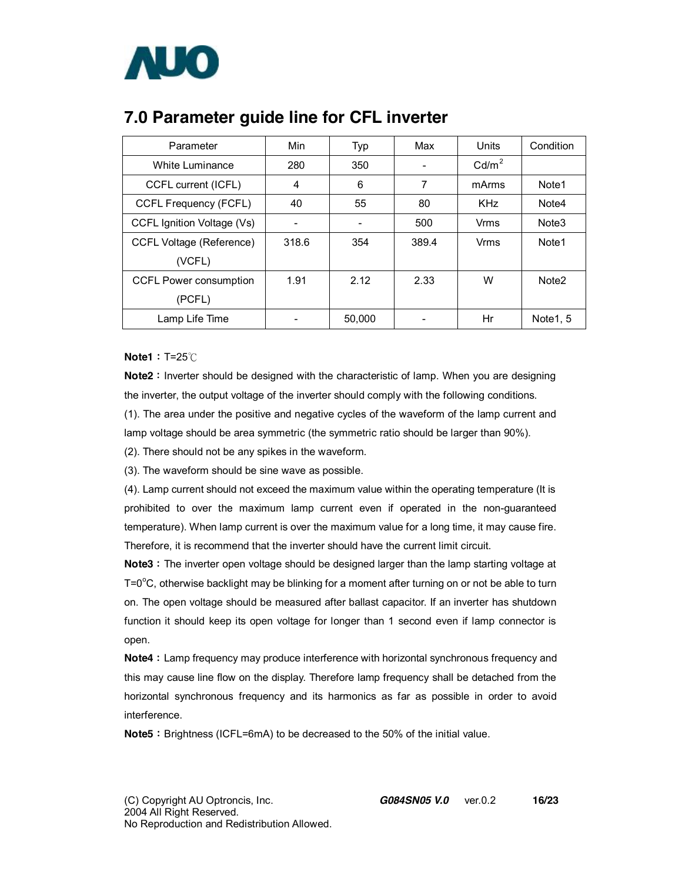## 7.0 Parameter guide line for CFL inverter

| Parameter | Min | Typ | Max | Units | Condition |
|---|---|---|---|---|---|
| White Luminance | 280 | 350 | - | $Cd/m^2$ | |
| CCFL current (ICFL) | 4 | 6 | 7 | mArms | Note1 |
| CCFL Frequency (FCFL) | 40 | 55 | 80 | KHz | Note4 |
| CCFL Ignition Voltage (Vs) | - | - | 500 | Vrms | Note3 |
| CCFL Voltage (Reference) (VCFL) | 318.6 | 354 | 389.4 | Vrms | Note1 |
| CCFL Power consumption (PCFL) | 1.91 | 2.12 | 2.33 | W | Note2 |
| Lamp Life Time | - | 50,000 | - | Hr | Note1, 5 |

**Note1：**T=25℃

**Note2：**Inverter should be designed with the characteristic of lamp. When you are designing the inverter, the output voltage of the inverter should comply with the following conditions.

(1). The area under the positive and negative cycles of the waveform of the lamp current and lamp voltage should be area symmetric (the symmetric ratio should be larger than 90%).

(2). There should not be any spikes in the waveform.

(3). The waveform should be sine wave as possible.

(4). Lamp current should not exceed the maximum value within the operating temperature (It is prohibited to over the maximum lamp current even if operated in the non-guaranteed temperature). When lamp current is over the maximum value for a long time, it may cause fire. Therefore, it is recommend that the inverter should have the current limit circuit.

**Note3：**The inverter open voltage should be designed larger than the lamp starting voltage at T=0°C, otherwise backlight may be blinking for a moment after turning on or not be able to turn on. The open voltage should be measured after ballast capacitor. If an inverter has shutdown function it should keep its open voltage for longer than 1 second even if lamp connector is open.

**Note4：**Lamp frequency may produce interference with horizontal synchronous frequency and this may cause line flow on the display. Therefore lamp frequency shall be detached from the horizontal synchronous frequency and its harmonics as far as possible in order to avoid interference.

**Note5：**Brightness (ICFL=6mA) to be decreased to the 50% of the initial value.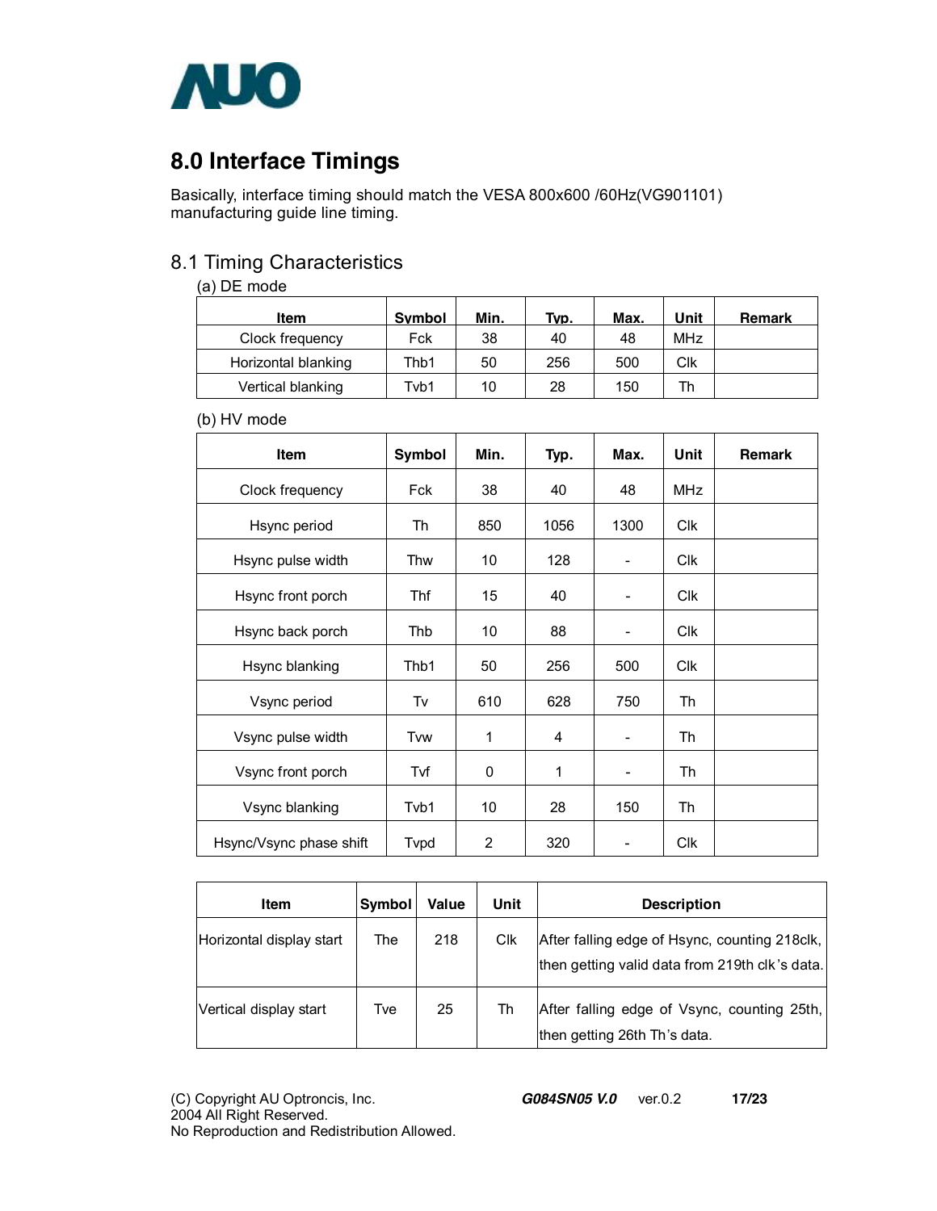## 8.0 Interface Timings

Basically, interface timing should match the VESA 800x600 /60Hz(VG901101) manufacturing guide line timing.

### 8.1 Timing Characteristics

(a) DE mode

| Item | Symbol | Min. | Typ. | Max. | Unit | Remark |
|---|---|---|---|---|---|---|
| Clock frequency | Fck | 38 | 40 | 48 | MHz | |
| Horizontal blanking | Thb1 | 50 | 256 | 500 | Clk | |
| Vertical blanking | Tvb1 | 10 | 28 | 150 | Th | |

(b) HV mode

| Item | Symbol | Min. | Typ. | Max. | Unit | Remark |
|---|---|---|---|---|---|---|
| Clock frequency | Fck | 38 | 40 | 48 | MHz | |
| Hsync period | Th | 850 | 1056 | 1300 | Clk | |
| Hsync pulse width | Thw | 10 | 128 | - | Clk | |
| Hsync front porch | Thf | 15 | 40 | - | Clk | |
| Hsync back porch | Thb | 10 | 88 | - | Clk | |
| Hsync blanking | Thb1 | 50 | 256 | 500 | Clk | |
| Vsync period | Tv | 610 | 628 | 750 | Th | |
| Vsync pulse width | Tvw | 1 | 4 | - | Th | |
| Vsync front porch | Tvf | 0 | 1 | - | Th | |
| Vsync blanking | Tvb1 | 10 | 28 | 150 | Th | |
| Hsync/Vsync phase shift | Tvpd | 2 | 320 | - | Clk | |

| Item | Symbol | Value | Unit | Description |
|---|---|---|---|---|
| Horizontal display start | The | 218 | Clk | After falling edge of Hsync, counting 218clk, then getting valid data from 219th clk's data. |
| Vertical display start | Tve | 25 | Th | After falling edge of Vsync, counting 25th, then getting 26th Th's data. |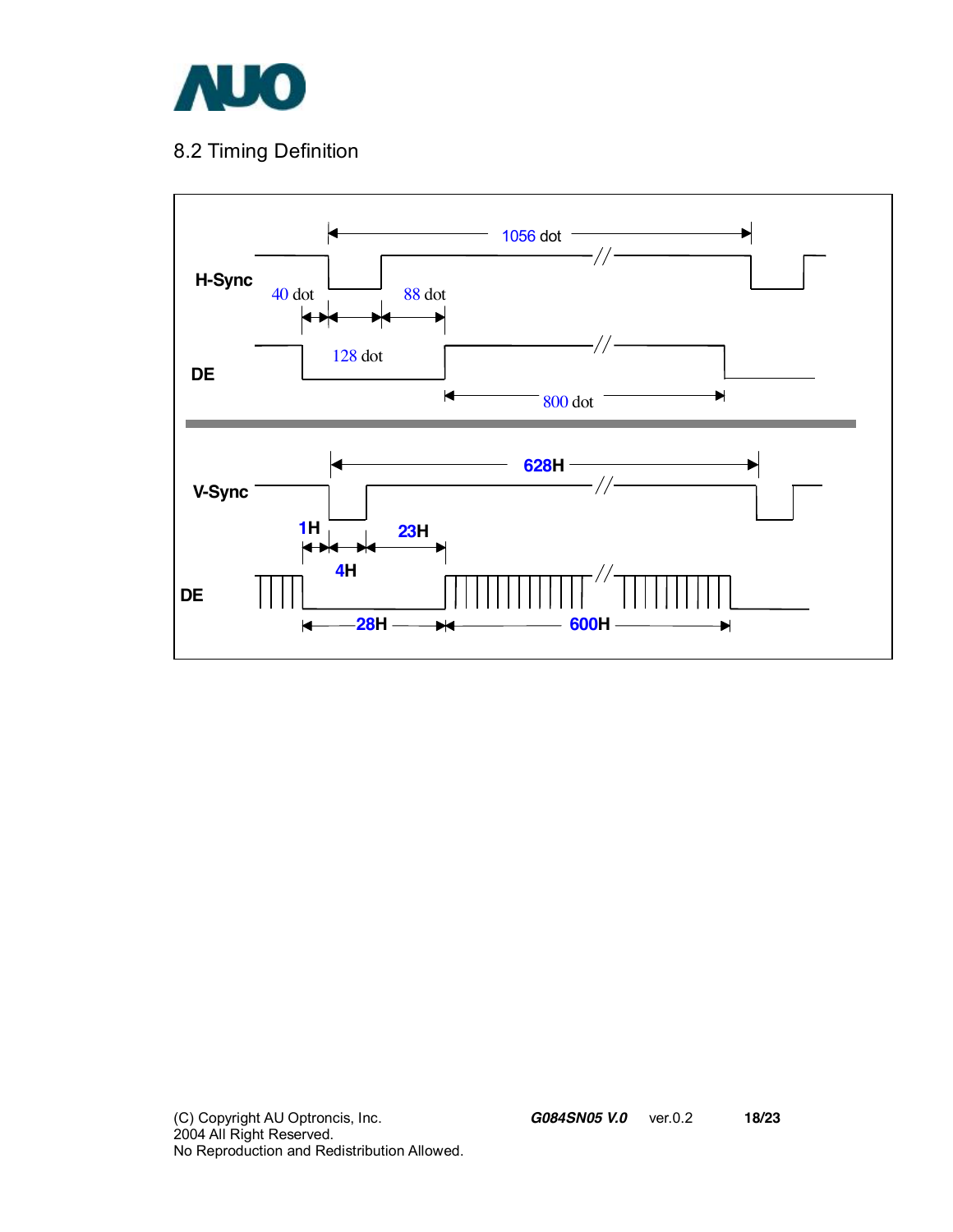## 8.2 Timing Definition

H-Sync

1056 dot

40 dot

88 dot

128 dot

DE

800 dot

V-Sync

628H

1H

23H

4H

DE

28H

600H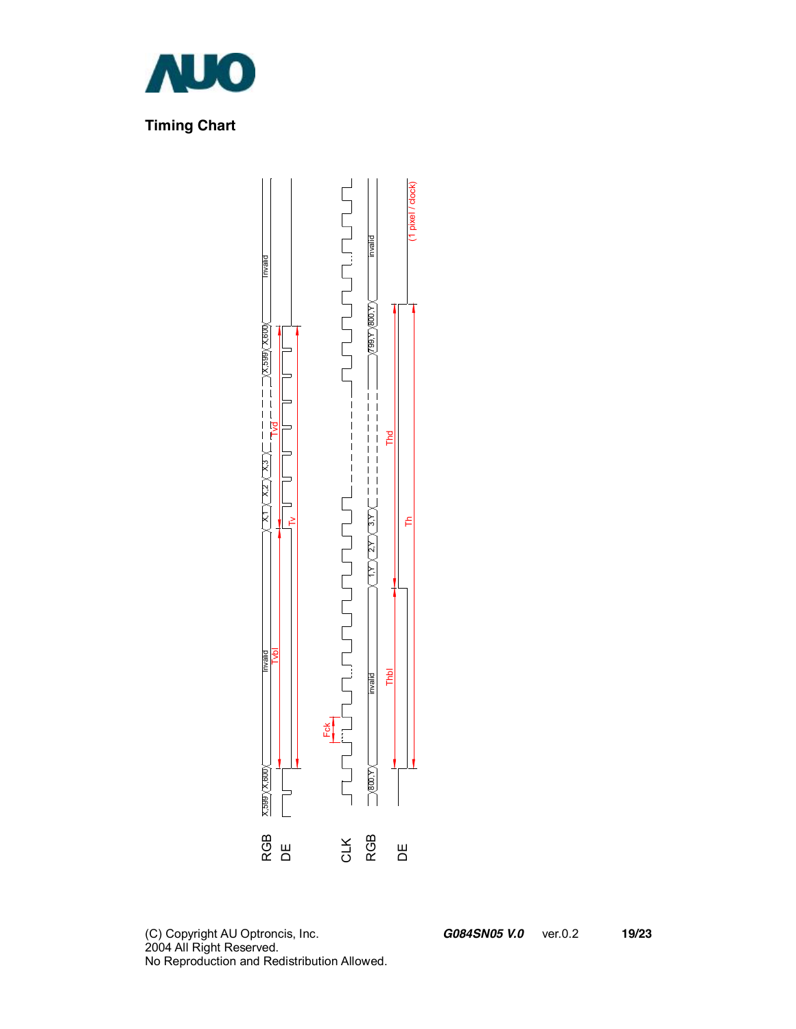# Timing Chart

RGB
DE

CLK
RGB
DE

X,599 X,600 Invalid X,1 X,2 X,3 X,599 X,600 Invalid

Tvbl Tv Tvd

Fck

800,Y invalid 1,Y 2,Y 3,Y 799,Y 800,Y invalid

Thbl Thd Th

(1 pixel / clock)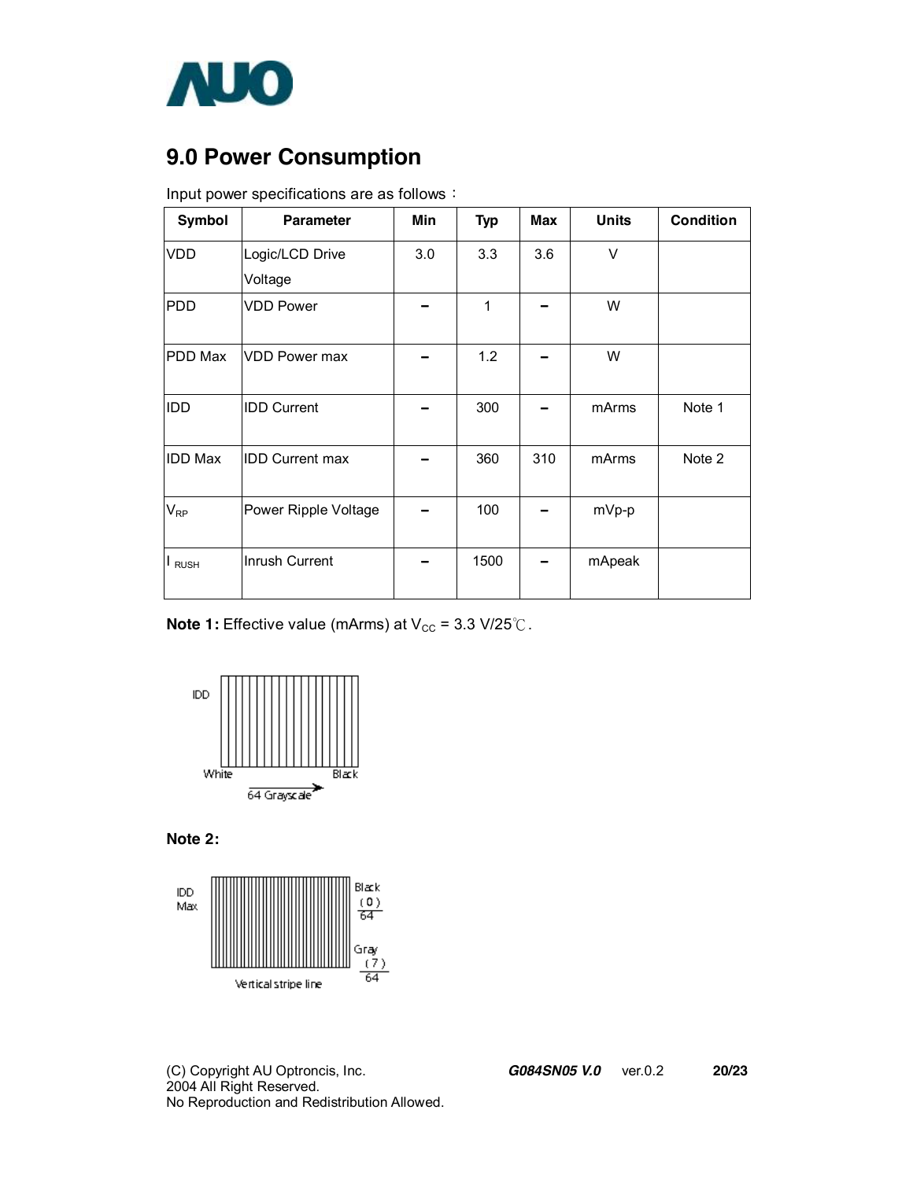# 9.0 Power Consumption

Input power specifications are as follows：

| Symbol | Parameter | Min | Typ | Max | Units | Condition |
|---|---|---|---|---|---|---|
| VDD | Logic/LCD Drive Voltage | 3.0 | 3.3 | 3.6 | V | |
| PDD | VDD Power | – | 1 | – | W | |
| PDD Max | VDD Power max | – | 1.2 | – | W | |
| IDD | IDD Current | – | 300 | – | mArms | Note 1 |
| IDD Max | IDD Current max | – | 360 | 310 | mArms | Note 2 |
| $V_{RP}$ | Power Ripple Voltage | – | 100 | – | mVp-p | |
| $I_{RUSH}$ | Inrush Current | – | 1500 | – | mApeak | |

**Note 1:** Effective value (mArms) at $V_{CC}$ = 3.3 V/25℃.

IDD

White Black

64 Grayscale

**Note 2:**

IDD Max

Black (0)/64

Gray (7)/64

Vertical stripe line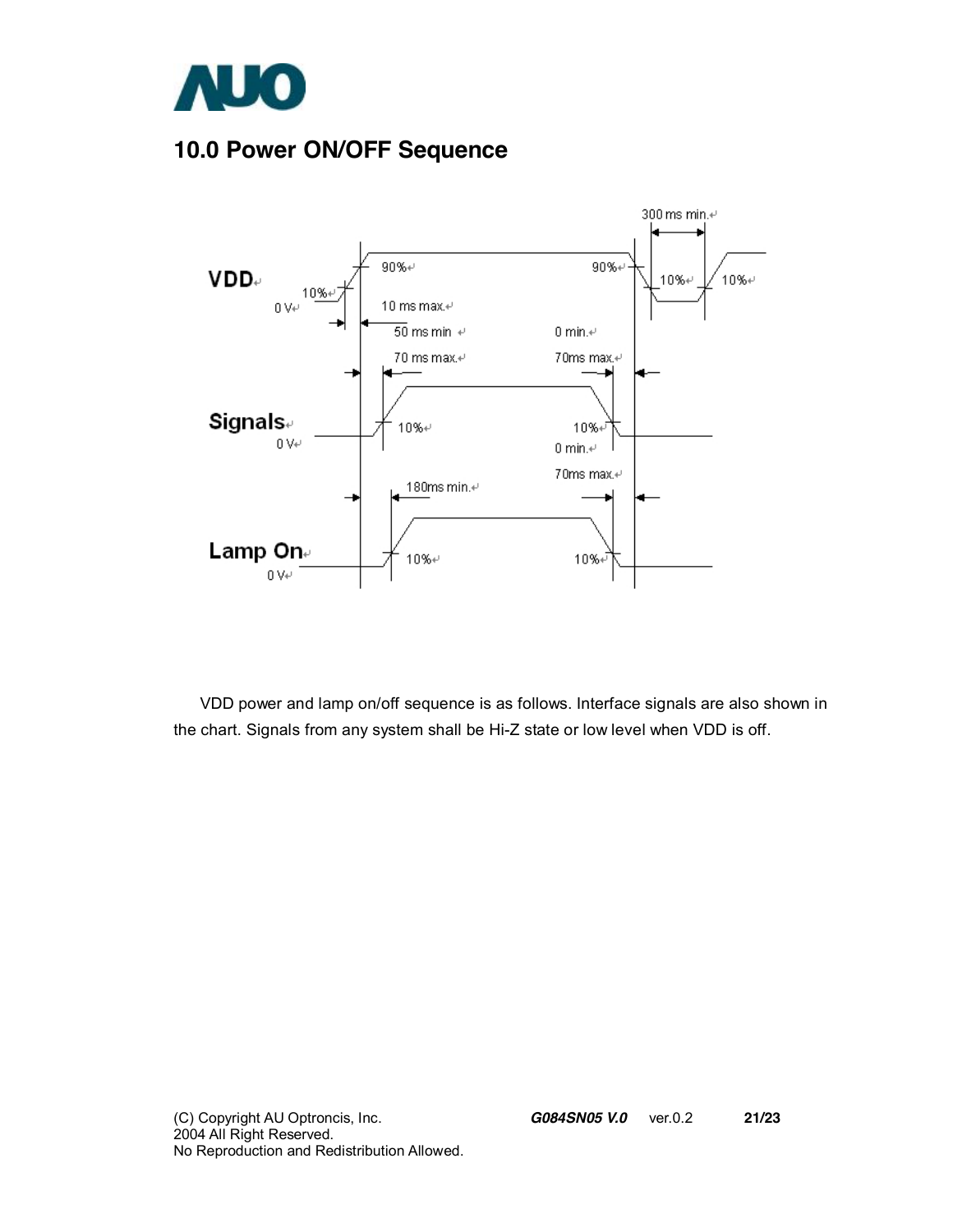# 10.0 Power ON/OFF Sequence

VDD

0 V

10%

90%

10 ms max.

50 ms min

70 ms max.

90%

0 min.

70ms max.

300 ms min.

10%

10%

Signals

0 V

10%

10%

0 min.

Lamp On

0 V

180ms min.

70ms max.

10%

10%

VDD power and lamp on/off sequence is as follows. Interface signals are also shown in the chart. Signals from any system shall be Hi-Z state or low level when VDD is off.

(C) Copyright AU Optroncis, Inc. 2004 All Right Reserved. No Reproduction and Redistribution Allowed.

***G084SN05 V.0*** ver.0.2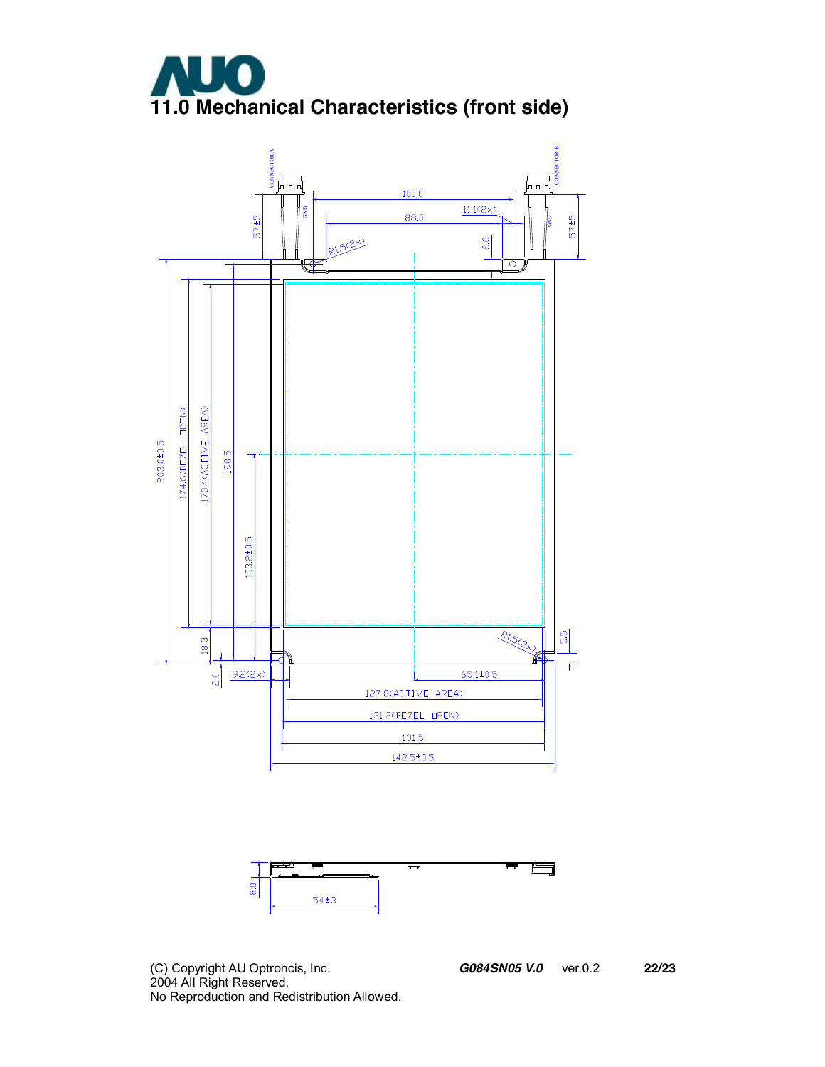# 11.0 Mechanical Characteristics (front side)

CONNECTOR A

CONNECTOR B

GND

GND

57±5

57±5

100.0

88.0

11.1(2x)

6.0

R1.5(2x)

203.0±0.5

174.6(BEZEL OPEN)

170.4(ACTIVE AREA)

198.5

103.2±0.5

18.3

2.0

9.2(2x)

R1.5(2x)

5.5

65.1±0.5

127.8(ACTIVE AREA)

131.2(BEZEL OPEN)

131.5

142.5±0.5

8.0

54±3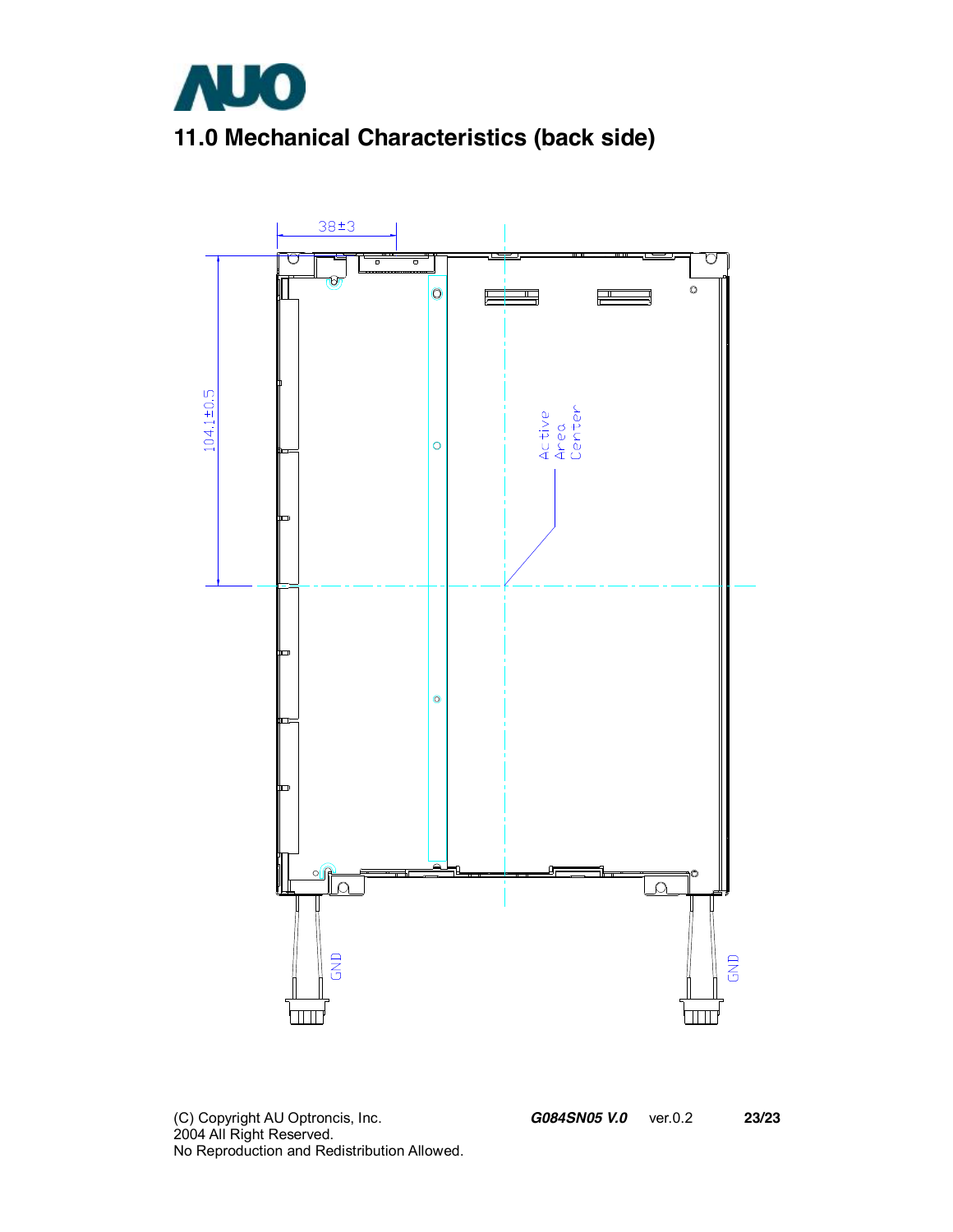## 11.0 Mechanical Characteristics (back side)

38±3

104.1±0.5

Active Area Center

GND

GND